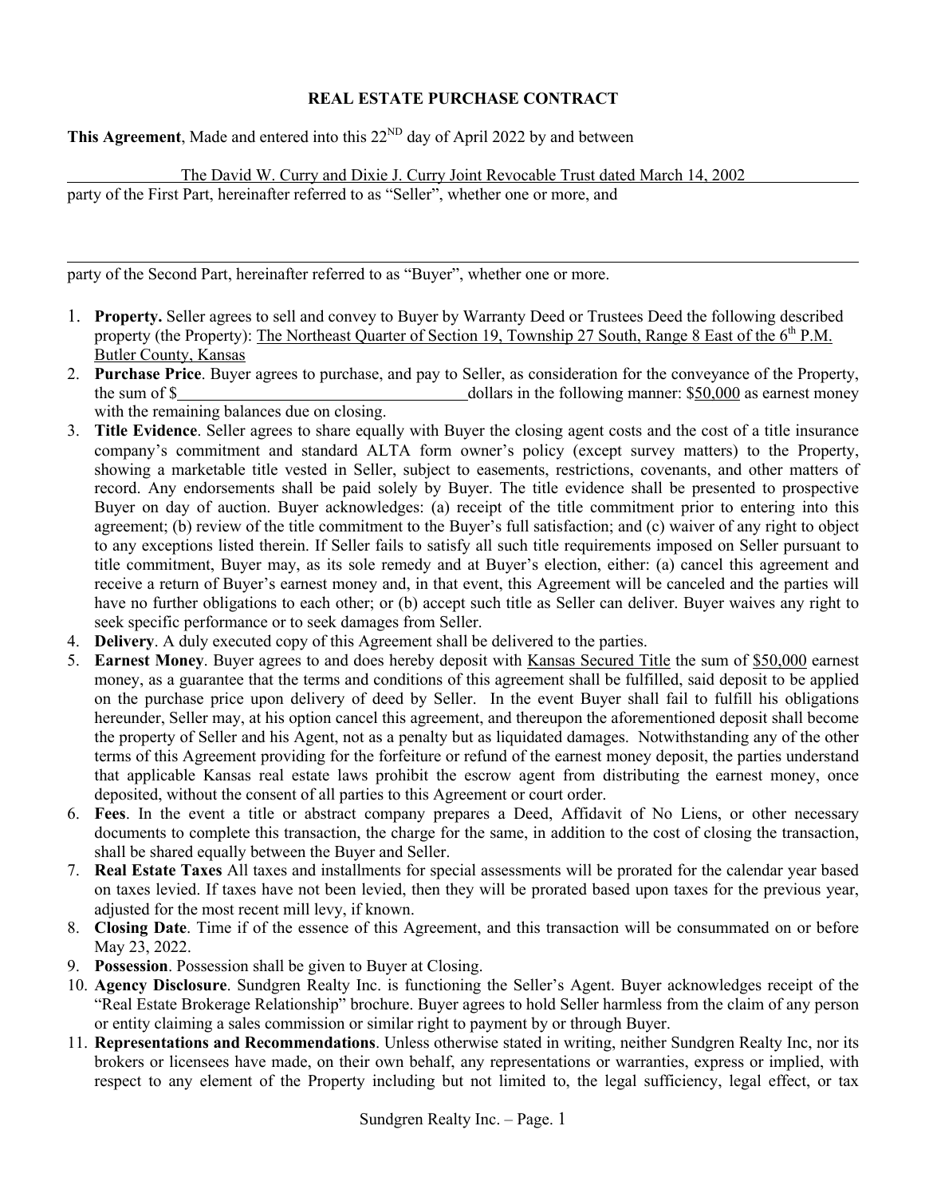**REAL ESTATE PURCHASE CONTRACT**

**This Agreement**, Made and entered into this 22ND day of April 2022 by and between

The David W. Curry and Dixie J. Curry Joint Revocable Trust dated March 14, 2002
party of the First Part, hereinafter referred to as "Seller", whether one or more, and

\_\_\_\_\_\_\_\_\_\_\_\_\_\_\_\_\_\_\_\_\_\_\_\_\_\_\_\_\_\_\_\_\_\_\_\_\_\_\_\_\_\_\_\_\_\_\_\_\_\_\_\_\_\_\_\_\_\_
party of the Second Part, hereinafter referred to as "Buyer", whether one or more.

1. **Property.** Seller agrees to sell and convey to Buyer by Warranty Deed or Trustees Deed the following described property (the Property): The Northeast Quarter of Section 19, Township 27 South, Range 8 East of the 6th P.M. Butler County, Kansas
2. **Purchase Price**. Buyer agrees to purchase, and pay to Seller, as consideration for the conveyance of the Property, the sum of $\_\_\_\_\_\_\_\_\_\_\_\_\_\_\_\_\_\_\_\_\_\_\_\_\_\_\_\_\_\_dollars in the following manner: $50,000 as earnest money with the remaining balances due on closing.
3. **Title Evidence**. Seller agrees to share equally with Buyer the closing agent costs and the cost of a title insurance company's commitment and standard ALTA form owner's policy (except survey matters) to the Property, showing a marketable title vested in Seller, subject to easements, restrictions, covenants, and other matters of record. Any endorsements shall be paid solely by Buyer. The title evidence shall be presented to prospective Buyer on day of auction. Buyer acknowledges: (a) receipt of the title commitment prior to entering into this agreement; (b) review of the title commitment to the Buyer's full satisfaction; and (c) waiver of any right to object to any exceptions listed therein. If Seller fails to satisfy all such title requirements imposed on Seller pursuant to title commitment, Buyer may, as its sole remedy and at Buyer's election, either: (a) cancel this agreement and receive a return of Buyer's earnest money and, in that event, this Agreement will be canceled and the parties will have no further obligations to each other; or (b) accept such title as Seller can deliver. Buyer waives any right to seek specific performance or to seek damages from Seller.
4. **Delivery**. A duly executed copy of this Agreement shall be delivered to the parties.
5. **Earnest Money**. Buyer agrees to and does hereby deposit with Kansas Secured Title the sum of $50,000 earnest money, as a guarantee that the terms and conditions of this agreement shall be fulfilled, said deposit to be applied on the purchase price upon delivery of deed by Seller. In the event Buyer shall fail to fulfill his obligations hereunder, Seller may, at his option cancel this agreement, and thereupon the aforementioned deposit shall become the property of Seller and his Agent, not as a penalty but as liquidated damages. Notwithstanding any of the other terms of this Agreement providing for the forfeiture or refund of the earnest money deposit, the parties understand that applicable Kansas real estate laws prohibit the escrow agent from distributing the earnest money, once deposited, without the consent of all parties to this Agreement or court order.
6. **Fees**. In the event a title or abstract company prepares a Deed, Affidavit of No Liens, or other necessary documents to complete this transaction, the charge for the same, in addition to the cost of closing the transaction, shall be shared equally between the Buyer and Seller.
7. **Real Estate Taxes** All taxes and installments for special assessments will be prorated for the calendar year based on taxes levied. If taxes have not been levied, then they will be prorated based upon taxes for the previous year, adjusted for the most recent mill levy, if known.
8. **Closing Date**. Time if of the essence of this Agreement, and this transaction will be consummated on or before May 23, 2022.
9. **Possession**. Possession shall be given to Buyer at Closing.
10. **Agency Disclosure**. Sundgren Realty Inc. is functioning the Seller's Agent. Buyer acknowledges receipt of the "Real Estate Brokerage Relationship" brochure. Buyer agrees to hold Seller harmless from the claim of any person or entity claiming a sales commission or similar right to payment by or through Buyer.
11. **Representations and Recommendations**. Unless otherwise stated in writing, neither Sundgren Realty Inc, nor its brokers or licensees have made, on their own behalf, any representations or warranties, express or implied, with respect to any element of the Property including but not limited to, the legal sufficiency, legal effect, or tax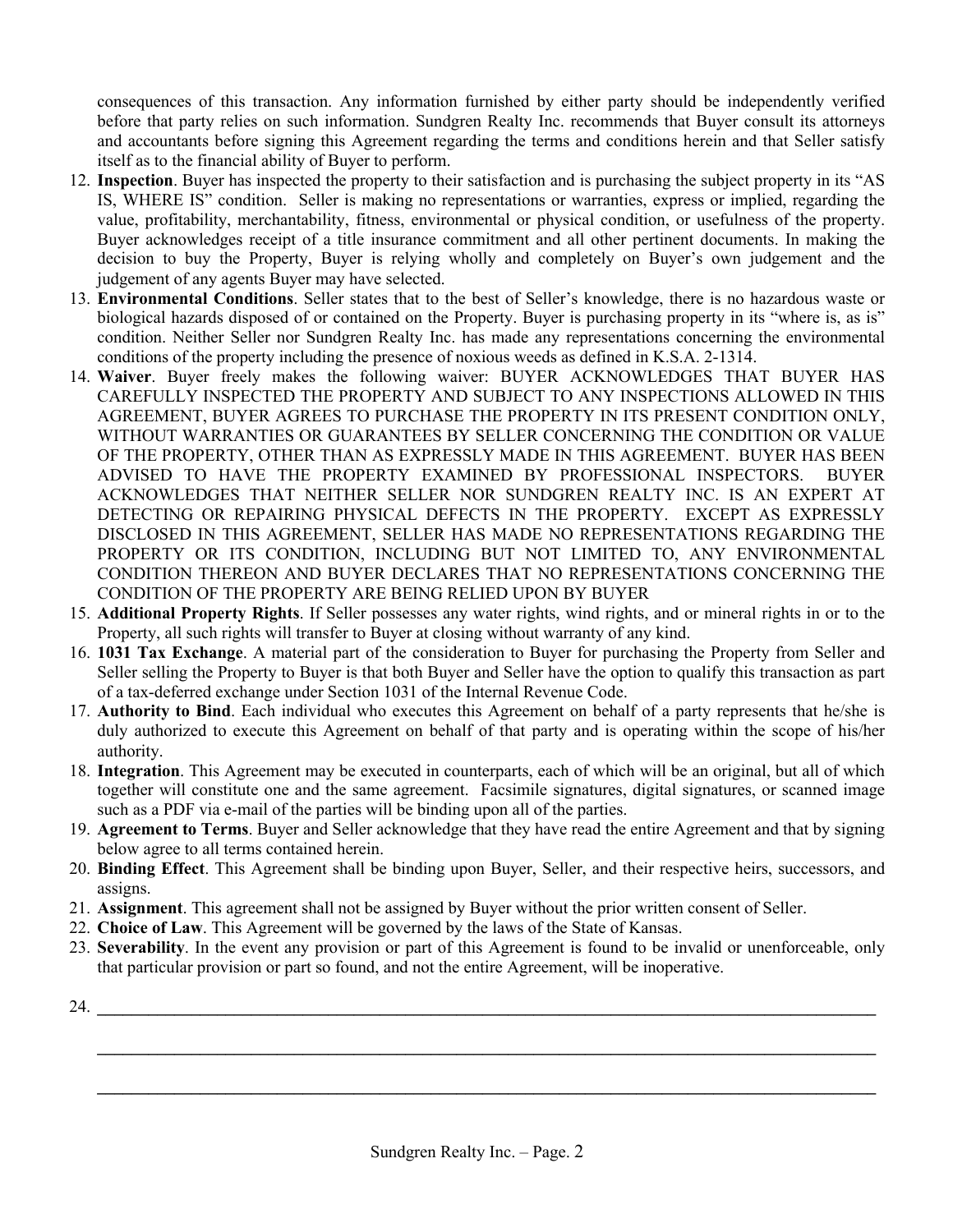consequences of this transaction. Any information furnished by either party should be independently verified before that party relies on such information. Sundgren Realty Inc. recommends that Buyer consult its attorneys and accountants before signing this Agreement regarding the terms and conditions herein and that Seller satisfy itself as to the financial ability of Buyer to perform.

12. **Inspection**. Buyer has inspected the property to their satisfaction and is purchasing the subject property in its "AS IS, WHERE IS" condition. Seller is making no representations or warranties, express or implied, regarding the value, profitability, merchantability, fitness, environmental or physical condition, or usefulness of the property. Buyer acknowledges receipt of a title insurance commitment and all other pertinent documents. In making the decision to buy the Property, Buyer is relying wholly and completely on Buyer's own judgement and the judgement of any agents Buyer may have selected.
13. **Environmental Conditions**. Seller states that to the best of Seller's knowledge, there is no hazardous waste or biological hazards disposed of or contained on the Property. Buyer is purchasing property in its "where is, as is" condition. Neither Seller nor Sundgren Realty Inc. has made any representations concerning the environmental conditions of the property including the presence of noxious weeds as defined in K.S.A. 2-1314.
14. **Waiver**. Buyer freely makes the following waiver: BUYER ACKNOWLEDGES THAT BUYER HAS CAREFULLY INSPECTED THE PROPERTY AND SUBJECT TO ANY INSPECTIONS ALLOWED IN THIS AGREEMENT, BUYER AGREES TO PURCHASE THE PROPERTY IN ITS PRESENT CONDITION ONLY, WITHOUT WARRANTIES OR GUARANTEES BY SELLER CONCERNING THE CONDITION OR VALUE OF THE PROPERTY, OTHER THAN AS EXPRESSLY MADE IN THIS AGREEMENT. BUYER HAS BEEN ADVISED TO HAVE THE PROPERTY EXAMINED BY PROFESSIONAL INSPECTORS. BUYER ACKNOWLEDGES THAT NEITHER SELLER NOR SUNDGREN REALTY INC. IS AN EXPERT AT DETECTING OR REPAIRING PHYSICAL DEFECTS IN THE PROPERTY. EXCEPT AS EXPRESSLY DISCLOSED IN THIS AGREEMENT, SELLER HAS MADE NO REPRESENTATIONS REGARDING THE PROPERTY OR ITS CONDITION, INCLUDING BUT NOT LIMITED TO, ANY ENVIRONMENTAL CONDITION THEREON AND BUYER DECLARES THAT NO REPRESENTATIONS CONCERNING THE CONDITION OF THE PROPERTY ARE BEING RELIED UPON BY BUYER
15. **Additional Property Rights**. If Seller possesses any water rights, wind rights, and or mineral rights in or to the Property, all such rights will transfer to Buyer at closing without warranty of any kind.
16. **1031 Tax Exchange**. A material part of the consideration to Buyer for purchasing the Property from Seller and Seller selling the Property to Buyer is that both Buyer and Seller have the option to qualify this transaction as part of a tax-deferred exchange under Section 1031 of the Internal Revenue Code.
17. **Authority to Bind**. Each individual who executes this Agreement on behalf of a party represents that he/she is duly authorized to execute this Agreement on behalf of that party and is operating within the scope of his/her authority.
18. **Integration**. This Agreement may be executed in counterparts, each of which will be an original, but all of which together will constitute one and the same agreement. Facsimile signatures, digital signatures, or scanned image such as a PDF via e-mail of the parties will be binding upon all of the parties.
19. **Agreement to Terms**. Buyer and Seller acknowledge that they have read the entire Agreement and that by signing below agree to all terms contained herein.
20. **Binding Effect**. This Agreement shall be binding upon Buyer, Seller, and their respective heirs, successors, and assigns.
21. **Assignment**. This agreement shall not be assigned by Buyer without the prior written consent of Seller.
22. **Choice of Law**. This Agreement will be governed by the laws of the State of Kansas.
23. **Severability**. In the event any provision or part of this Agreement is found to be invalid or unenforceable, only that particular provision or part so found, and not the entire Agreement, will be inoperative.
24. ______________________________________________________________________________

    ______________________________________________________________________________

    ______________________________________________________________________________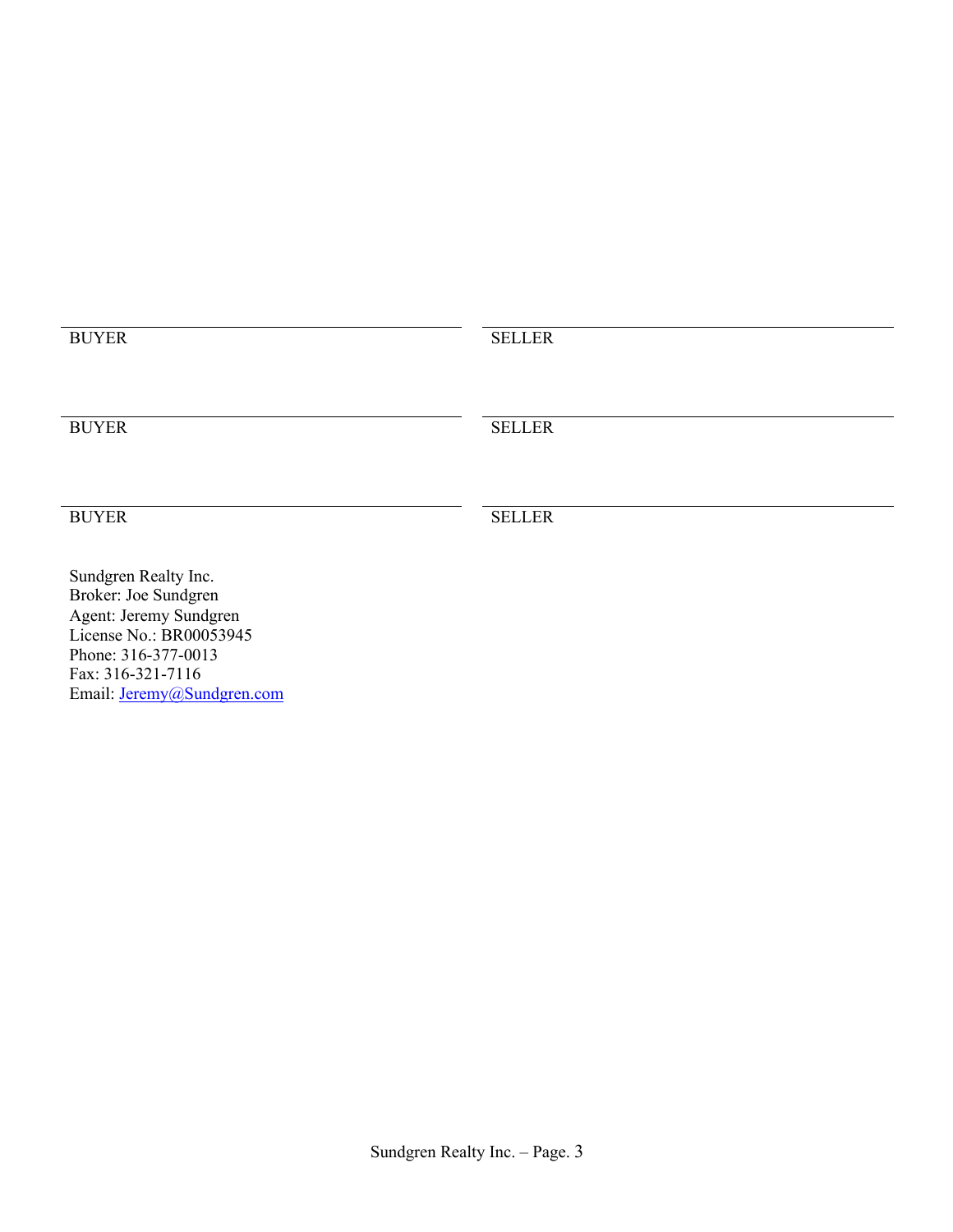| | |
|---|---|
| BUYER | SELLER |
| BUYER | SELLER |
| BUYER | SELLER |

Sundgren Realty Inc.
Broker: Joe Sundgren
Agent: Jeremy Sundgren
License No.: BR00053945
Phone: 316-377-0013
Fax: 316-321-7116
Email: Jeremy@Sundgren.com